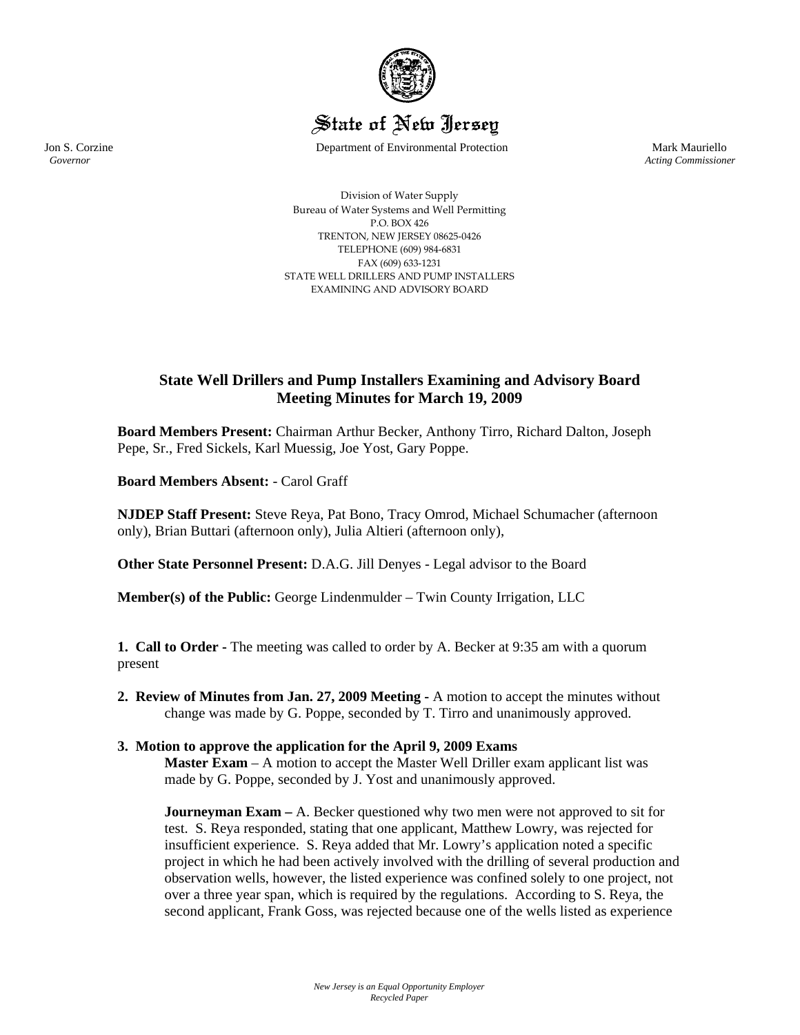# State of New Jersey

Jon S. Corzine
*Governor*

Department of Environmental Protection

Mark Mauriello
*Acting Commissioner*

Division of Water Supply
Bureau of Water Systems and Well Permitting
P.O. BOX 426
TRENTON, NEW JERSEY 08625-0426
TELEPHONE (609) 984-6831
FAX (609) 633-1231
STATE WELL DRILLERS AND PUMP INSTALLERS
EXAMINING AND ADVISORY BOARD

## State Well Drillers and Pump Installers Examining and Advisory Board
## Meeting Minutes for March 19, 2009

**Board Members Present:** Chairman Arthur Becker, Anthony Tirro, Richard Dalton, Joseph Pepe, Sr., Fred Sickels, Karl Muessig, Joe Yost, Gary Poppe.

**Board Members Absent:** - Carol Graff

**NJDEP Staff Present:** Steve Reya, Pat Bono, Tracy Omrod, Michael Schumacher (afternoon only), Brian Buttari (afternoon only), Julia Altieri (afternoon only),

**Other State Personnel Present:** D.A.G. Jill Denyes - Legal advisor to the Board

**Member(s) of the Public:** George Lindenmulder – Twin County Irrigation, LLC

**1. Call to Order -** The meeting was called to order by A. Becker at 9:35 am with a quorum present

**2. Review of Minutes from Jan. 27, 2009 Meeting -** A motion to accept the minutes without change was made by G. Poppe, seconded by T. Tirro and unanimously approved.

**3. Motion to approve the application for the April 9, 2009 Exams**

**Master Exam** – A motion to accept the Master Well Driller exam applicant list was made by G. Poppe, seconded by J. Yost and unanimously approved.

**Journeyman Exam –** A. Becker questioned why two men were not approved to sit for test. S. Reya responded, stating that one applicant, Matthew Lowry, was rejected for insufficient experience. S. Reya added that Mr. Lowry's application noted a specific project in which he had been actively involved with the drilling of several production and observation wells, however, the listed experience was confined solely to one project, not over a three year span, which is required by the regulations. According to S. Reya, the second applicant, Frank Goss, was rejected because one of the wells listed as experience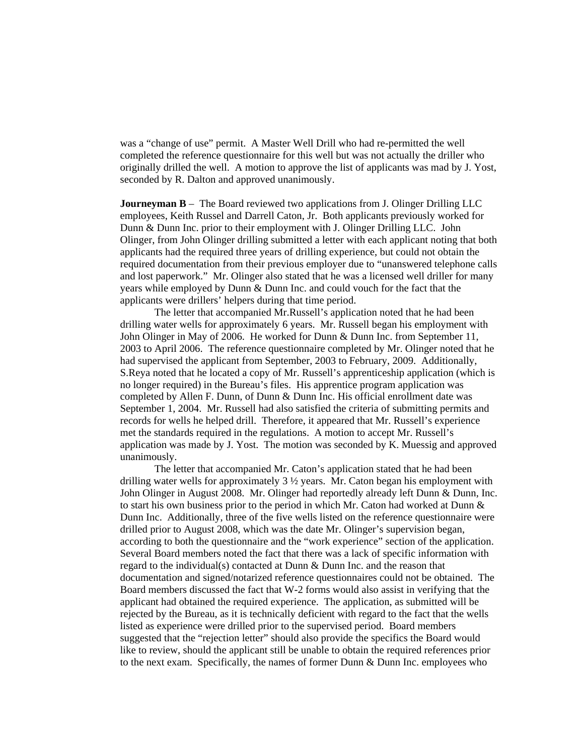was a "change of use" permit. A Master Well Drill who had re-permitted the well completed the reference questionnaire for this well but was not actually the driller who originally drilled the well. A motion to approve the list of applicants was mad by J. Yost, seconded by R. Dalton and approved unanimously.

**Journeyman B** – The Board reviewed two applications from J. Olinger Drilling LLC employees, Keith Russel and Darrell Caton, Jr. Both applicants previously worked for Dunn & Dunn Inc. prior to their employment with J. Olinger Drilling LLC. John Olinger, from John Olinger drilling submitted a letter with each applicant noting that both applicants had the required three years of drilling experience, but could not obtain the required documentation from their previous employer due to "unanswered telephone calls and lost paperwork." Mr. Olinger also stated that he was a licensed well driller for many years while employed by Dunn & Dunn Inc. and could vouch for the fact that the applicants were drillers' helpers during that time period.

The letter that accompanied Mr.Russell's application noted that he had been drilling water wells for approximately 6 years. Mr. Russell began his employment with John Olinger in May of 2006. He worked for Dunn & Dunn Inc. from September 11, 2003 to April 2006. The reference questionnaire completed by Mr. Olinger noted that he had supervised the applicant from September, 2003 to February, 2009. Additionally, S.Reya noted that he located a copy of Mr. Russell's apprenticeship application (which is no longer required) in the Bureau's files. His apprentice program application was completed by Allen F. Dunn, of Dunn & Dunn Inc. His official enrollment date was September 1, 2004. Mr. Russell had also satisfied the criteria of submitting permits and records for wells he helped drill. Therefore, it appeared that Mr. Russell's experience met the standards required in the regulations. A motion to accept Mr. Russell's application was made by J. Yost. The motion was seconded by K. Muessig and approved unanimously.

The letter that accompanied Mr. Caton's application stated that he had been drilling water wells for approximately 3 ½ years. Mr. Caton began his employment with John Olinger in August 2008. Mr. Olinger had reportedly already left Dunn & Dunn, Inc. to start his own business prior to the period in which Mr. Caton had worked at Dunn & Dunn Inc. Additionally, three of the five wells listed on the reference questionnaire were drilled prior to August 2008, which was the date Mr. Olinger's supervision began, according to both the questionnaire and the "work experience" section of the application. Several Board members noted the fact that there was a lack of specific information with regard to the individual(s) contacted at Dunn & Dunn Inc. and the reason that documentation and signed/notarized reference questionnaires could not be obtained. The Board members discussed the fact that W-2 forms would also assist in verifying that the applicant had obtained the required experience. The application, as submitted will be rejected by the Bureau, as it is technically deficient with regard to the fact that the wells listed as experience were drilled prior to the supervised period. Board members suggested that the "rejection letter" should also provide the specifics the Board would like to review, should the applicant still be unable to obtain the required references prior to the next exam. Specifically, the names of former Dunn & Dunn Inc. employees who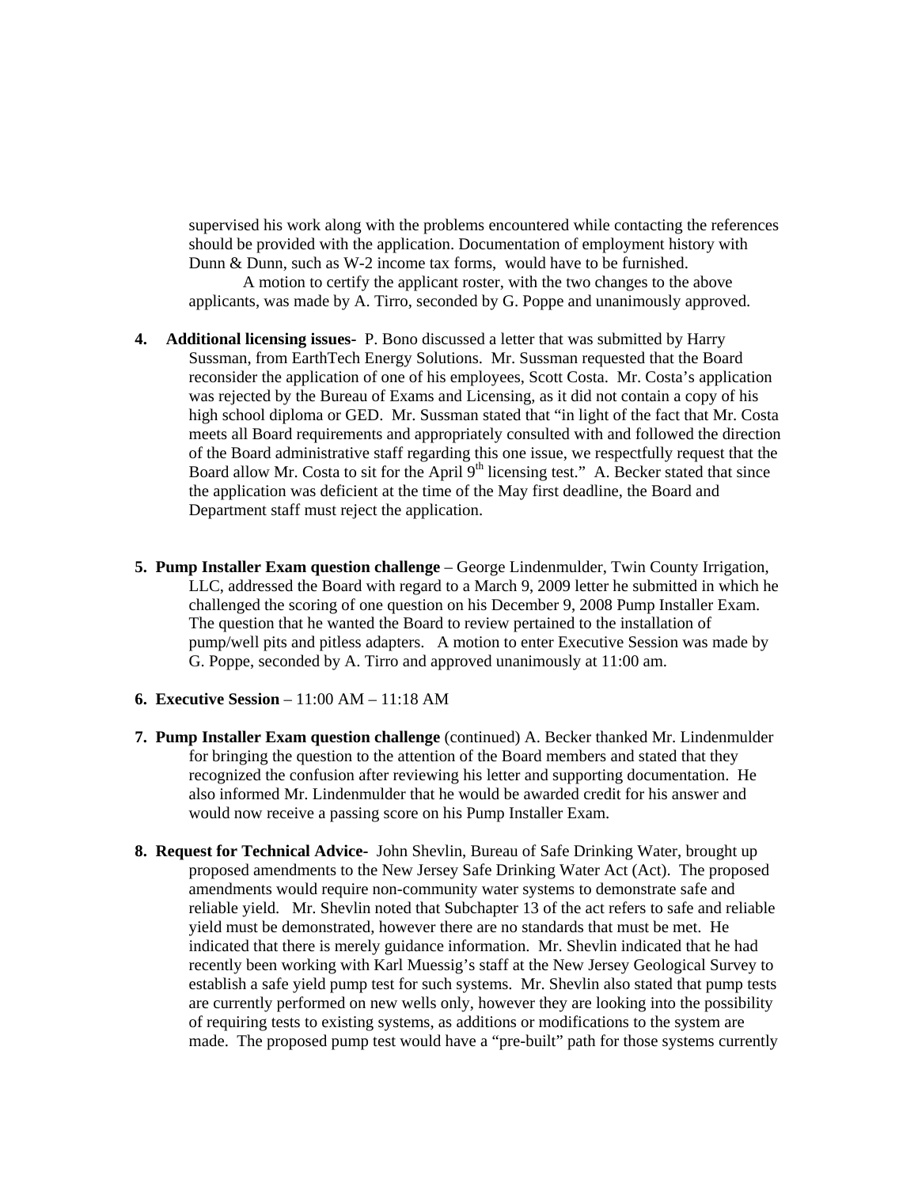supervised his work along with the problems encountered while contacting the references should be provided with the application. Documentation of employment history with Dunn & Dunn, such as W-2 income tax forms, would have to be furnished.

A motion to certify the applicant roster, with the two changes to the above applicants, was made by A. Tirro, seconded by G. Poppe and unanimously approved.

4. **Additional licensing issues-** P. Bono discussed a letter that was submitted by Harry Sussman, from EarthTech Energy Solutions. Mr. Sussman requested that the Board reconsider the application of one of his employees, Scott Costa. Mr. Costa's application was rejected by the Bureau of Exams and Licensing, as it did not contain a copy of his high school diploma or GED. Mr. Sussman stated that "in light of the fact that Mr. Costa meets all Board requirements and appropriately consulted with and followed the direction of the Board administrative staff regarding this one issue, we respectfully request that the Board allow Mr. Costa to sit for the April 9th licensing test." A. Becker stated that since the application was deficient at the time of the May first deadline, the Board and Department staff must reject the application.

5. **Pump Installer Exam question challenge** – George Lindenmulder, Twin County Irrigation, LLC, addressed the Board with regard to a March 9, 2009 letter he submitted in which he challenged the scoring of one question on his December 9, 2008 Pump Installer Exam. The question that he wanted the Board to review pertained to the installation of pump/well pits and pitless adapters. A motion to enter Executive Session was made by G. Poppe, seconded by A. Tirro and approved unanimously at 11:00 am.

6. **Executive Session** – 11:00 AM – 11:18 AM

7. **Pump Installer Exam question challenge** (continued) A. Becker thanked Mr. Lindenmulder for bringing the question to the attention of the Board members and stated that they recognized the confusion after reviewing his letter and supporting documentation. He also informed Mr. Lindenmulder that he would be awarded credit for his answer and would now receive a passing score on his Pump Installer Exam.

8. **Request for Technical Advice-** John Shevlin, Bureau of Safe Drinking Water, brought up proposed amendments to the New Jersey Safe Drinking Water Act (Act). The proposed amendments would require non-community water systems to demonstrate safe and reliable yield. Mr. Shevlin noted that Subchapter 13 of the act refers to safe and reliable yield must be demonstrated, however there are no standards that must be met. He indicated that there is merely guidance information. Mr. Shevlin indicated that he had recently been working with Karl Muessig's staff at the New Jersey Geological Survey to establish a safe yield pump test for such systems. Mr. Shevlin also stated that pump tests are currently performed on new wells only, however they are looking into the possibility of requiring tests to existing systems, as additions or modifications to the system are made. The proposed pump test would have a "pre-built" path for those systems currently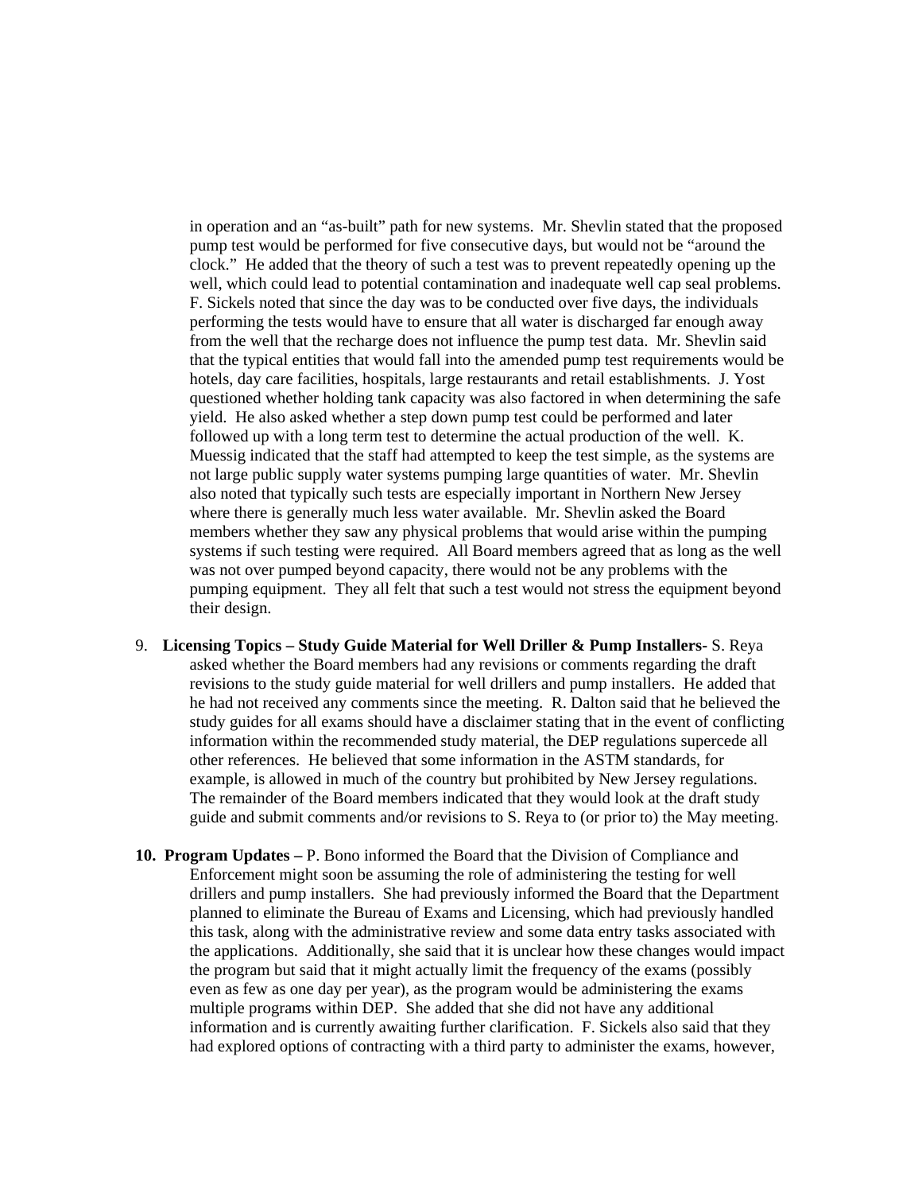in operation and an "as-built" path for new systems. Mr. Shevlin stated that the proposed pump test would be performed for five consecutive days, but would not be "around the clock." He added that the theory of such a test was to prevent repeatedly opening up the well, which could lead to potential contamination and inadequate well cap seal problems. F. Sickels noted that since the day was to be conducted over five days, the individuals performing the tests would have to ensure that all water is discharged far enough away from the well that the recharge does not influence the pump test data. Mr. Shevlin said that the typical entities that would fall into the amended pump test requirements would be hotels, day care facilities, hospitals, large restaurants and retail establishments. J. Yost questioned whether holding tank capacity was also factored in when determining the safe yield. He also asked whether a step down pump test could be performed and later followed up with a long term test to determine the actual production of the well. K. Muessig indicated that the staff had attempted to keep the test simple, as the systems are not large public supply water systems pumping large quantities of water. Mr. Shevlin also noted that typically such tests are especially important in Northern New Jersey where there is generally much less water available. Mr. Shevlin asked the Board members whether they saw any physical problems that would arise within the pumping systems if such testing were required. All Board members agreed that as long as the well was not over pumped beyond capacity, there would not be any problems with the pumping equipment. They all felt that such a test would not stress the equipment beyond their design.

9. **Licensing Topics – Study Guide Material for Well Driller & Pump Installers-** S. Reya asked whether the Board members had any revisions or comments regarding the draft revisions to the study guide material for well drillers and pump installers. He added that he had not received any comments since the meeting. R. Dalton said that he believed the study guides for all exams should have a disclaimer stating that in the event of conflicting information within the recommended study material, the DEP regulations supercede all other references. He believed that some information in the ASTM standards, for example, is allowed in much of the country but prohibited by New Jersey regulations. The remainder of the Board members indicated that they would look at the draft study guide and submit comments and/or revisions to S. Reya to (or prior to) the May meeting.

10. **Program Updates –** P. Bono informed the Board that the Division of Compliance and Enforcement might soon be assuming the role of administering the testing for well drillers and pump installers. She had previously informed the Board that the Department planned to eliminate the Bureau of Exams and Licensing, which had previously handled this task, along with the administrative review and some data entry tasks associated with the applications. Additionally, she said that it is unclear how these changes would impact the program but said that it might actually limit the frequency of the exams (possibly even as few as one day per year), as the program would be administering the exams multiple programs within DEP. She added that she did not have any additional information and is currently awaiting further clarification. F. Sickels also said that they had explored options of contracting with a third party to administer the exams, however,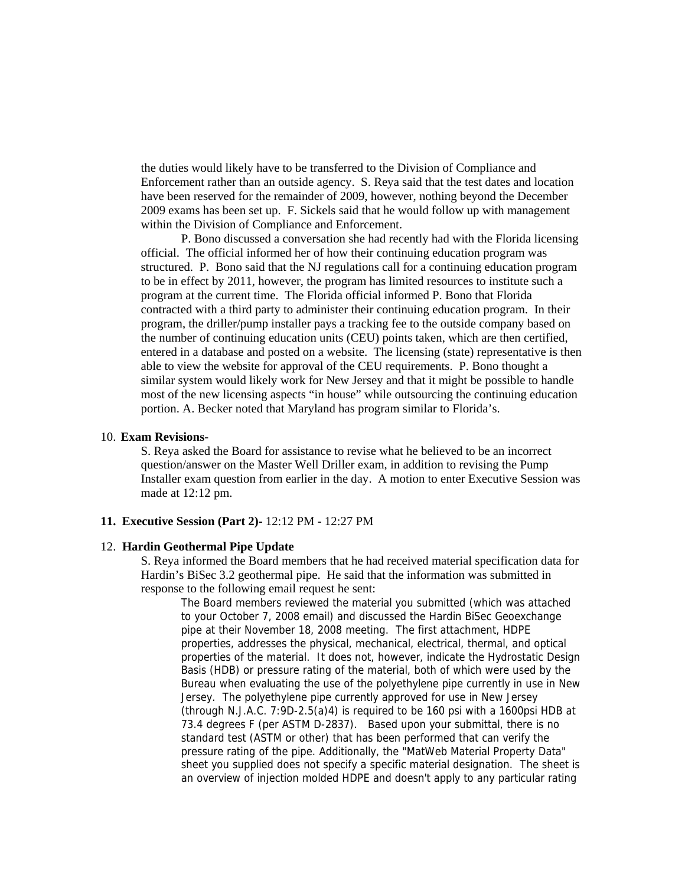the duties would likely have to be transferred to the Division of Compliance and Enforcement rather than an outside agency. S. Reya said that the test dates and location have been reserved for the remainder of 2009, however, nothing beyond the December 2009 exams has been set up. F. Sickels said that he would follow up with management within the Division of Compliance and Enforcement.

P. Bono discussed a conversation she had recently had with the Florida licensing official. The official informed her of how their continuing education program was structured. P. Bono said that the NJ regulations call for a continuing education program to be in effect by 2011, however, the program has limited resources to institute such a program at the current time. The Florida official informed P. Bono that Florida contracted with a third party to administer their continuing education program. In their program, the driller/pump installer pays a tracking fee to the outside company based on the number of continuing education units (CEU) points taken, which are then certified, entered in a database and posted on a website. The licensing (state) representative is then able to view the website for approval of the CEU requirements. P. Bono thought a similar system would likely work for New Jersey and that it might be possible to handle most of the new licensing aspects "in house" while outsourcing the continuing education portion. A. Becker noted that Maryland has program similar to Florida's.

10. **Exam Revisions-**

S. Reya asked the Board for assistance to revise what he believed to be an incorrect question/answer on the Master Well Driller exam, in addition to revising the Pump Installer exam question from earlier in the day. A motion to enter Executive Session was made at 12:12 pm.

**11. Executive Session (Part 2)-** 12:12 PM - 12:27 PM

12. **Hardin Geothermal Pipe Update**

S. Reya informed the Board members that he had received material specification data for Hardin's BiSec 3.2 geothermal pipe. He said that the information was submitted in response to the following email request he sent:

> The Board members reviewed the material you submitted (which was attached to your October 7, 2008 email) and discussed the Hardin BiSec Geoexchange pipe at their November 18, 2008 meeting. The first attachment, HDPE properties, addresses the physical, mechanical, electrical, thermal, and optical properties of the material. It does not, however, indicate the Hydrostatic Design Basis (HDB) or pressure rating of the material, both of which were used by the Bureau when evaluating the use of the polyethylene pipe currently in use in New Jersey. The polyethylene pipe currently approved for use in New Jersey (through N.J.A.C. 7:9D-2.5(a)4) is required to be 160 psi with a 1600psi HDB at 73.4 degrees F (per ASTM D-2837). Based upon your submittal, there is no standard test (ASTM or other) that has been performed that can verify the pressure rating of the pipe. Additionally, the "MatWeb Material Property Data" sheet you supplied does not specify a specific material designation. The sheet is an overview of injection molded HDPE and doesn't apply to any particular rating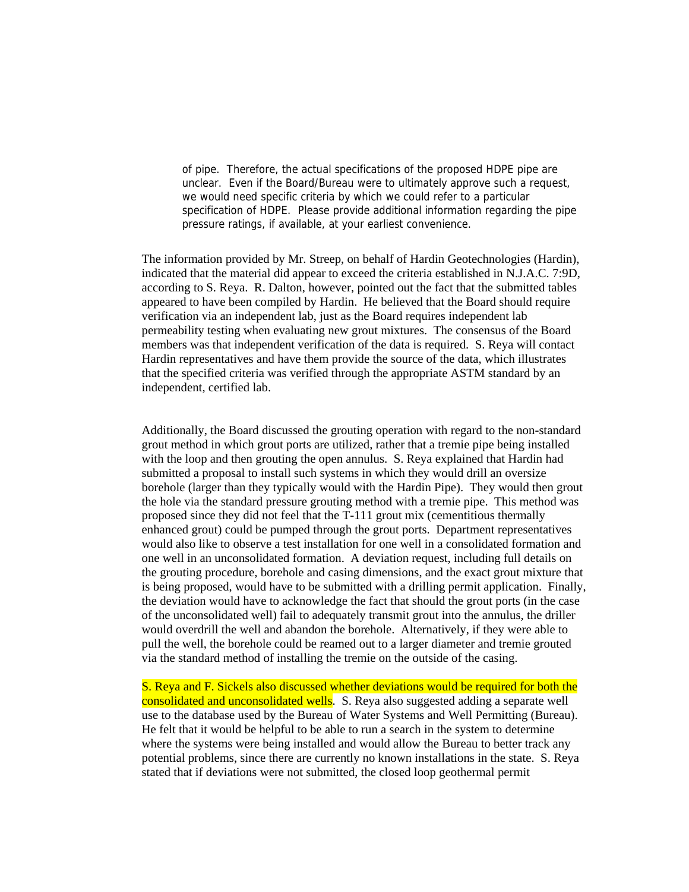> of pipe. Therefore, the actual specifications of the proposed HDPE pipe are unclear. Even if the Board/Bureau were to ultimately approve such a request, we would need specific criteria by which we could refer to a particular specification of HDPE. Please provide additional information regarding the pipe pressure ratings, if available, at your earliest convenience.

The information provided by Mr. Streep, on behalf of Hardin Geotechnologies (Hardin), indicated that the material did appear to exceed the criteria established in N.J.A.C. 7:9D, according to S. Reya. R. Dalton, however, pointed out the fact that the submitted tables appeared to have been compiled by Hardin. He believed that the Board should require verification via an independent lab, just as the Board requires independent lab permeability testing when evaluating new grout mixtures. The consensus of the Board members was that independent verification of the data is required. S. Reya will contact Hardin representatives and have them provide the source of the data, which illustrates that the specified criteria was verified through the appropriate ASTM standard by an independent, certified lab.

Additionally, the Board discussed the grouting operation with regard to the non-standard grout method in which grout ports are utilized, rather that a tremie pipe being installed with the loop and then grouting the open annulus. S. Reya explained that Hardin had submitted a proposal to install such systems in which they would drill an oversize borehole (larger than they typically would with the Hardin Pipe). They would then grout the hole via the standard pressure grouting method with a tremie pipe. This method was proposed since they did not feel that the T-111 grout mix (cementitious thermally enhanced grout) could be pumped through the grout ports. Department representatives would also like to observe a test installation for one well in a consolidated formation and one well in an unconsolidated formation. A deviation request, including full details on the grouting procedure, borehole and casing dimensions, and the exact grout mixture that is being proposed, would have to be submitted with a drilling permit application. Finally, the deviation would have to acknowledge the fact that should the grout ports (in the case of the unconsolidated well) fail to adequately transmit grout into the annulus, the driller would overdrill the well and abandon the borehole. Alternatively, if they were able to pull the well, the borehole could be reamed out to a larger diameter and tremie grouted via the standard method of installing the tremie on the outside of the casing.

S. Reya and F. Sickels also discussed whether deviations would be required for both the consolidated and unconsolidated wells. S. Reya also suggested adding a separate well use to the database used by the Bureau of Water Systems and Well Permitting (Bureau). He felt that it would be helpful to be able to run a search in the system to determine where the systems were being installed and would allow the Bureau to better track any potential problems, since there are currently no known installations in the state. S. Reya stated that if deviations were not submitted, the closed loop geothermal permit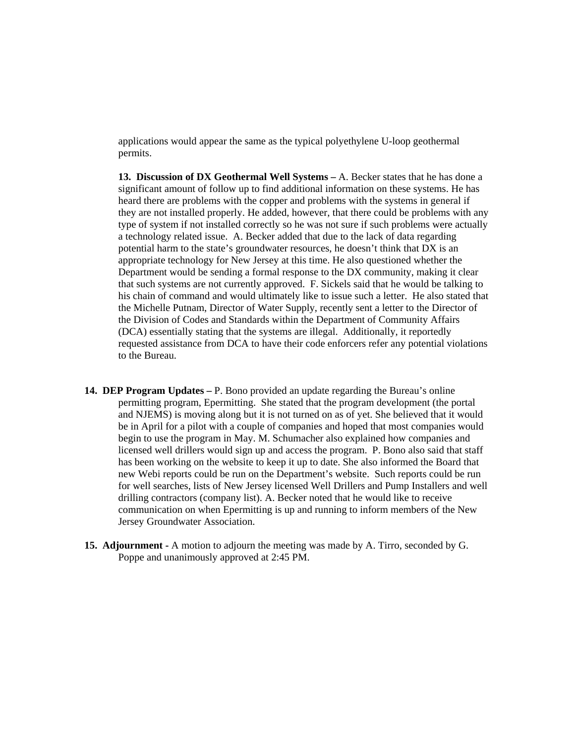applications would appear the same as the typical polyethylene U-loop geothermal permits.

**13. Discussion of DX Geothermal Well Systems –** A. Becker states that he has done a significant amount of follow up to find additional information on these systems. He has heard there are problems with the copper and problems with the systems in general if they are not installed properly. He added, however, that there could be problems with any type of system if not installed correctly so he was not sure if such problems were actually a technology related issue. A. Becker added that due to the lack of data regarding potential harm to the state's groundwater resources, he doesn't think that DX is an appropriate technology for New Jersey at this time. He also questioned whether the Department would be sending a formal response to the DX community, making it clear that such systems are not currently approved. F. Sickels said that he would be talking to his chain of command and would ultimately like to issue such a letter. He also stated that the Michelle Putnam, Director of Water Supply, recently sent a letter to the Director of the Division of Codes and Standards within the Department of Community Affairs (DCA) essentially stating that the systems are illegal. Additionally, it reportedly requested assistance from DCA to have their code enforcers refer any potential violations to the Bureau.

**14. DEP Program Updates –** P. Bono provided an update regarding the Bureau's online permitting program, Epermitting. She stated that the program development (the portal and NJEMS) is moving along but it is not turned on as of yet. She believed that it would be in April for a pilot with a couple of companies and hoped that most companies would begin to use the program in May. M. Schumacher also explained how companies and licensed well drillers would sign up and access the program. P. Bono also said that staff has been working on the website to keep it up to date. She also informed the Board that new Webi reports could be run on the Department's website. Such reports could be run for well searches, lists of New Jersey licensed Well Drillers and Pump Installers and well drilling contractors (company list). A. Becker noted that he would like to receive communication on when Epermitting is up and running to inform members of the New Jersey Groundwater Association.

**15. Adjournment -** A motion to adjourn the meeting was made by A. Tirro, seconded by G. Poppe and unanimously approved at 2:45 PM.